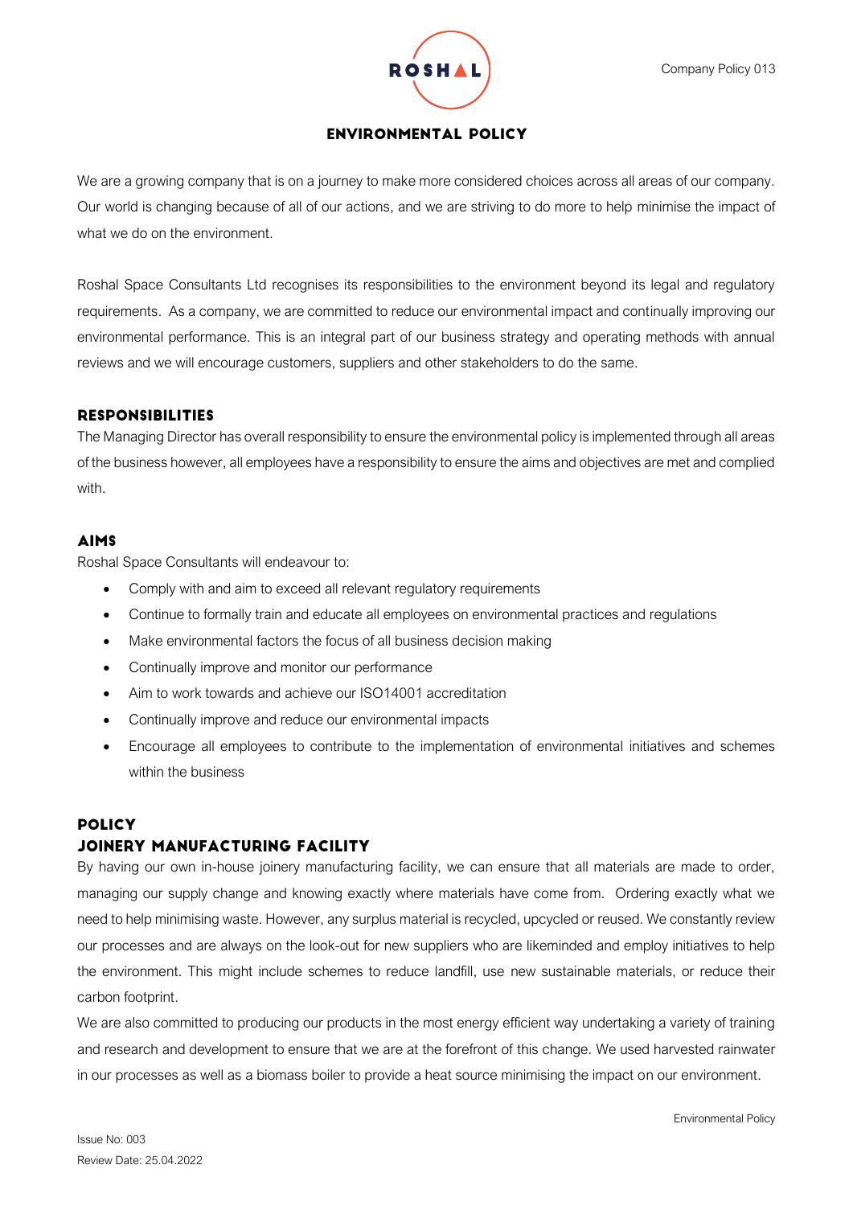# ENVIRONMENTAL POLICY

We are a growing company that is on a journey to make more considered choices across all areas of our company. Our world is changing because of all of our actions, and we are striving to do more to help minimise the impact of what we do on the environment.

Roshal Space Consultants Ltd recognises its responsibilities to the environment beyond its legal and regulatory requirements. As a company, we are committed to reduce our environmental impact and continually improving our environmental performance. This is an integral part of our business strategy and operating methods with annual reviews and we will encourage customers, suppliers and other stakeholders to do the same.

## RESPONSIBILITIES

The Managing Director has overall responsibility to ensure the environmental policy is implemented through all areas of the business however, all employees have a responsibility to ensure the aims and objectives are met and complied with.

## AIMS

Roshal Space Consultants will endeavour to:

- Comply with and aim to exceed all relevant regulatory requirements
- Continue to formally train and educate all employees on environmental practices and regulations
- Make environmental factors the focus of all business decision making
- Continually improve and monitor our performance
- Aim to work towards and achieve our ISO14001 accreditation
- Continually improve and reduce our environmental impacts
- Encourage all employees to contribute to the implementation of environmental initiatives and schemes within the business

## POLICY

### JOINERY MANUFACTURING FACILITY

By having our own in-house joinery manufacturing facility, we can ensure that all materials are made to order, managing our supply change and knowing exactly where materials have come from. Ordering exactly what we need to help minimising waste. However, any surplus material is recycled, upcycled or reused. We constantly review our processes and are always on the look-out for new suppliers who are likeminded and employ initiatives to help the environment. This might include schemes to reduce landfill, use new sustainable materials, or reduce their carbon footprint.

We are also committed to producing our products in the most energy efficient way undertaking a variety of training and research and development to ensure that we are at the forefront of this change. We used harvested rainwater in our processes as well as a biomass boiler to provide a heat source minimising the impact on our environment.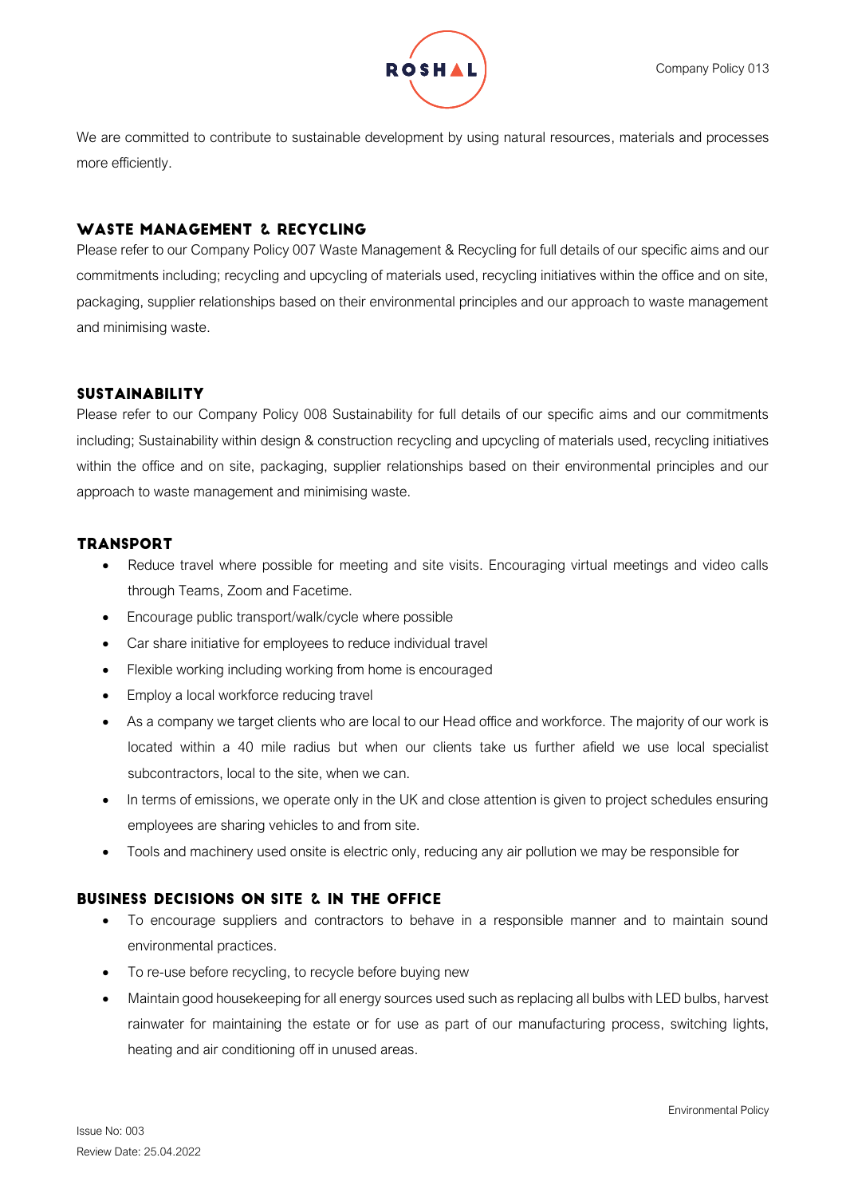We are committed to contribute to sustainable development by using natural resources, materials and processes more efficiently.

## WASTE MANAGEMENT & RECYCLING

Please refer to our Company Policy 007 Waste Management & Recycling for full details of our specific aims and our commitments including; recycling and upcycling of materials used, recycling initiatives within the office and on site, packaging, supplier relationships based on their environmental principles and our approach to waste management and minimising waste.

## SUSTAINABILITY

Please refer to our Company Policy 008 Sustainability for full details of our specific aims and our commitments including; Sustainability within design & construction recycling and upcycling of materials used, recycling initiatives within the office and on site, packaging, supplier relationships based on their environmental principles and our approach to waste management and minimising waste.

## TRANSPORT

- Reduce travel where possible for meeting and site visits. Encouraging virtual meetings and video calls through Teams, Zoom and Facetime.
- Encourage public transport/walk/cycle where possible
- Car share initiative for employees to reduce individual travel
- Flexible working including working from home is encouraged
- Employ a local workforce reducing travel
- As a company we target clients who are local to our Head office and workforce. The majority of our work is located within a 40 mile radius but when our clients take us further afield we use local specialist subcontractors, local to the site, when we can.
- In terms of emissions, we operate only in the UK and close attention is given to project schedules ensuring employees are sharing vehicles to and from site.
- Tools and machinery used onsite is electric only, reducing any air pollution we may be responsible for

## BUSINESS DECISIONS ON SITE & IN THE OFFICE

- To encourage suppliers and contractors to behave in a responsible manner and to maintain sound environmental practices.
- To re-use before recycling, to recycle before buying new
- Maintain good housekeeping for all energy sources used such as replacing all bulbs with LED bulbs, harvest rainwater for maintaining the estate or for use as part of our manufacturing process, switching lights, heating and air conditioning off in unused areas.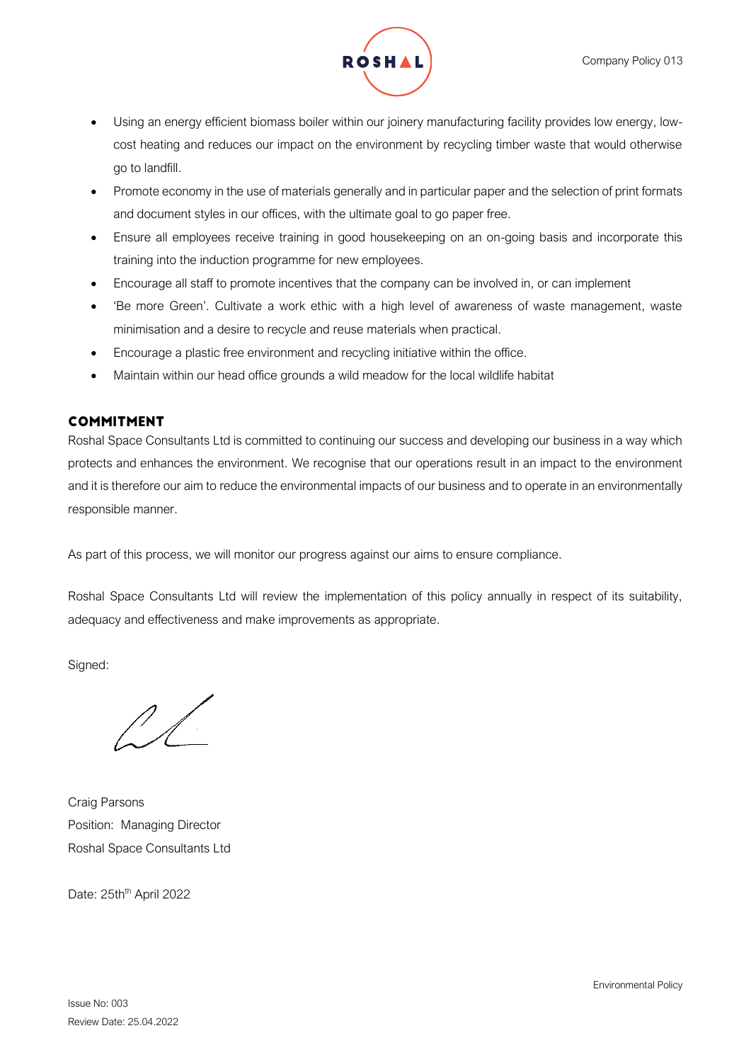- Using an energy efficient biomass boiler within our joinery manufacturing facility provides low energy, low-cost heating and reduces our impact on the environment by recycling timber waste that would otherwise go to landfill.
- Promote economy in the use of materials generally and in particular paper and the selection of print formats and document styles in our offices, with the ultimate goal to go paper free.
- Ensure all employees receive training in good housekeeping on an on-going basis and incorporate this training into the induction programme for new employees.
- Encourage all staff to promote incentives that the company can be involved in, or can implement
- 'Be more Green'. Cultivate a work ethic with a high level of awareness of waste management, waste minimisation and a desire to recycle and reuse materials when practical.
- Encourage a plastic free environment and recycling initiative within the office.
- Maintain within our head office grounds a wild meadow for the local wildlife habitat

## COMMITMENT

Roshal Space Consultants Ltd is committed to continuing our success and developing our business in a way which protects and enhances the environment. We recognise that our operations result in an impact to the environment and it is therefore our aim to reduce the environmental impacts of our business and to operate in an environmentally responsible manner.

As part of this process, we will monitor our progress against our aims to ensure compliance.

Roshal Space Consultants Ltd will review the implementation of this policy annually in respect of its suitability, adequacy and effectiveness and make improvements as appropriate.

Signed:

Craig Parsons
Position: Managing Director
Roshal Space Consultants Ltd

Date: 25th[th] April 2022

Issue No: 003
Review Date: 25.04.2022